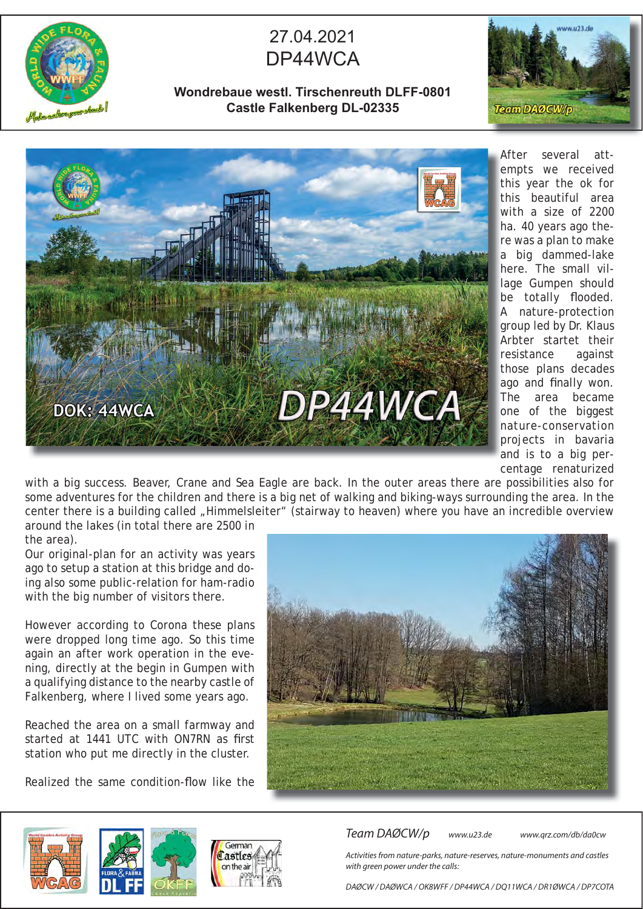# 27.04.2021
# DP44WCA

**Wondrebaue westl. Tirschenreuth DLFF-0801**
**Castle Falkenberg DL-02335**

After several attempts we received this year the ok for this beautiful area with a size of 2200 ha. 40 years ago there was a plan to make a big dammed-lake here. The small village Gumpen should be totally flooded. A nature-protection group led by Dr. Klaus Arbter startet their resistance against those plans decades ago and finally won. The area became one of the biggest nature-conservation projects in bavaria and is to a big percentage renaturized with a big success. Beaver, Crane and Sea Eagle are back. In the outer areas there are possibilities also for some adventures for the children and there is a big net of walking and biking-ways surrounding the area. In the center there is a building called „Himmelsleiter" (stairway to heaven) where you have an incredible overview around the lakes (in total there are 2500 in the area).

Our original-plan for an activity was years ago to setup a station at this bridge and doing also some public-relation for ham-radio with the big number of visitors there.

However according to Corona these plans were dropped long time ago. So this time again an after work operation in the evening, directly at the begin in Gumpen with a qualifying distance to the nearby castle of Falkenberg, where I lived some years ago.

Reached the area on a small farmway and started at 1441 UTC with ON7RN as first station who put me directly in the cluster.

Realized the same condition-flow like the

*Team DAØCW/p* *www.u23.de* *www.qrz.com/db/da0cw*

*Activities from nature-parks, nature-reserves, nature-monuments and castles with green power under the calls:*

*DAØCW / DAØWCA / OK8WFF / DP44WCA / DQ11WCA / DR1ØWCA / DP7COTA*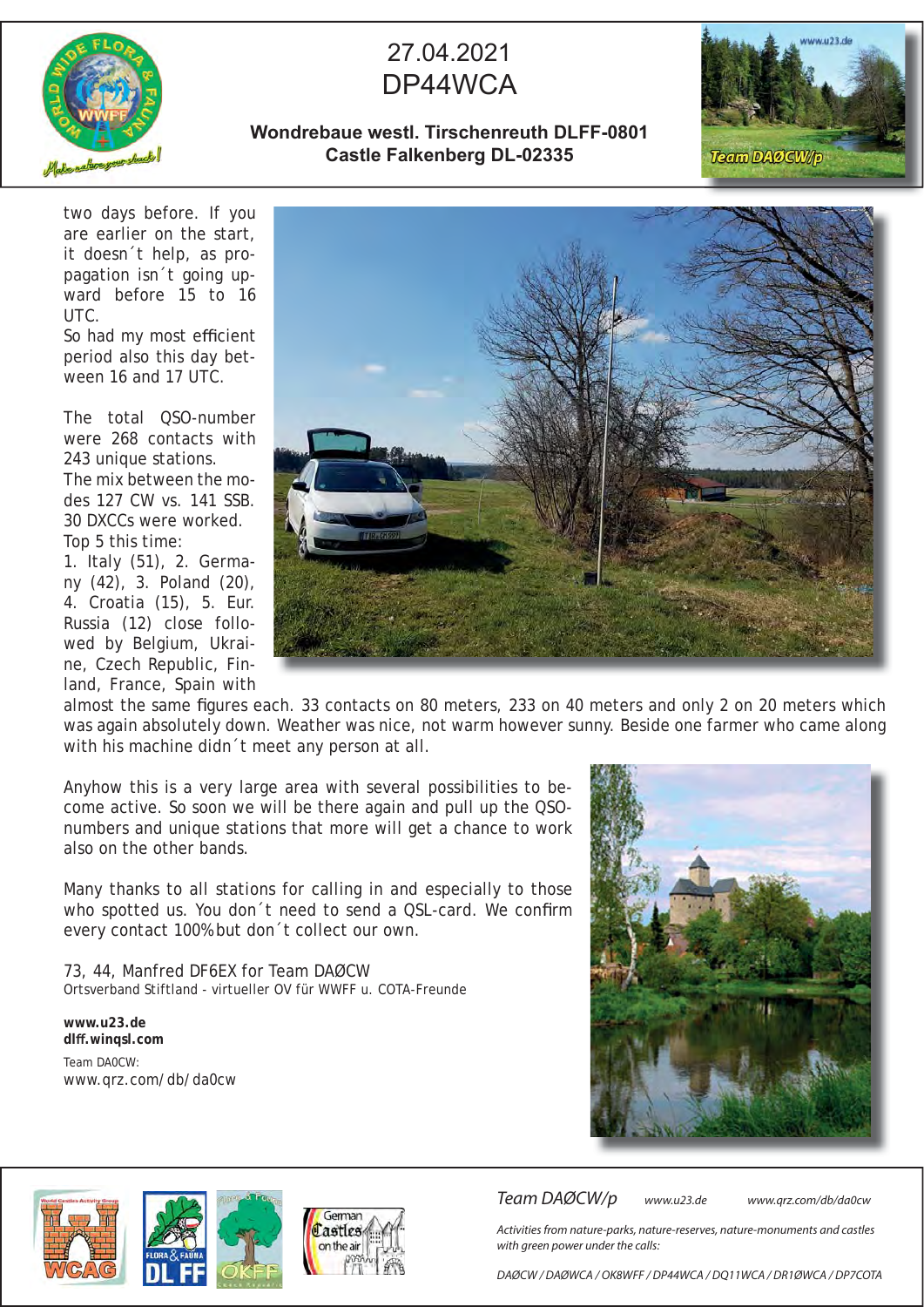27.04.2021

DP44WCA

**Wondrebaue westl. Tirschenreuth DLFF-0801**
**Castle Falkenberg DL-02335**

two days before. If you are earlier on the start, it doesn´t help, as propagation isn´t going upward before 15 to 16 UTC.
So had my most efficient period also this day between 16 and 17 UTC.

The total QSO-number were 268 contacts with 243 unique stations.
The mix between the modes 127 CW vs. 141 SSB.
30 DXCCs were worked.
Top 5 this time:
1. Italy (51), 2. Germany (42), 3. Poland (20), 4. Croatia (15), 5. Eur. Russia (12) close followed by Belgium, Ukraine, Czech Republic, Finland, France, Spain with almost the same figures each. 33 contacts on 80 meters, 233 on 40 meters and only 2 on 20 meters which was again absolutely down. Weather was nice, not warm however sunny. Beside one farmer who came along with his machine didn´t meet any person at all.

Anyhow this is a very large area with several possibilities to become active. So soon we will be there again and pull up the QSO-numbers and unique stations that more will get a chance to work also on the other bands.

Many thanks to all stations for calling in and especially to those who spotted us. You don´t need to send a QSL-card. We confirm every contact 100% but don´t collect our own.

73, 44, Manfred DF6EX for Team DAØCW
Ortsverband Stiftland - virtueller OV für WWFF u. COTA-Freunde

**www.u23.de**
**dlff.winqsl.com**
Team DA0CW:
www.qrz.com/db/da0cw

*Team DAØCW/p* *www.u23.de* *www.qrz.com/db/da0cw*

*Activities from nature-parks, nature-reserves, nature-monuments and castles with green power under the calls:*

*DAØCW / DAØWCA / OK8WFF / DP44WCA / DQ11WCA / DR1ØWCA / DP7COTA*